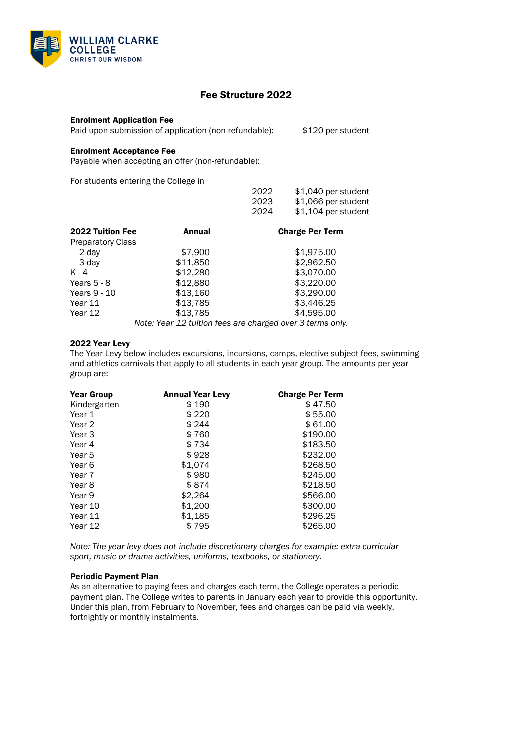# WILLIAM CLARKE COLLEGE

CHRIST OUR WISDOM

## Fee Structure 2022

**Enrolment Application Fee**

Paid upon submission of application (non-refundable): $120 per student

**Enrolment Acceptance Fee**

Payable when accepting an offer (non-refundable):

For students entering the College in

| | |
|---|---|
| 2022 | $1,040 per student |
| 2023 | $1,066 per student |
| 2024 | $1,104 per student |

| 2022 Tuition Fee | Annual | Charge Per Term |
|---|---|---|
| Preparatory Class | | |
| 2-day | $7,900 | $1,975.00 |
| 3-day | $11,850 | $2,962.50 |
| K - 4 | $12,280 | $3,070.00 |
| Years 5 - 8 | $12,880 | $3,220.00 |
| Years 9 - 10 | $13,160 | $3,290.00 |
| Year 11 | $13,785 | $3,446.25 |
| Year 12 | $13,785 | $4,595.00 |

*Note: Year 12 tuition fees are charged over 3 terms only.*

**2022 Year Levy**

The Year Levy below includes excursions, incursions, camps, elective subject fees, swimming and athletics carnivals that apply to all students in each year group. The amounts per year group are:

| Year Group | Annual Year Levy | Charge Per Term |
|---|---|---|
| Kindergarten | $ 190 | $ 47.50 |
| Year 1 | $ 220 | $ 55.00 |
| Year 2 | $ 244 | $ 61.00 |
| Year 3 | $ 760 | $190.00 |
| Year 4 | $ 734 | $183.50 |
| Year 5 | $ 928 | $232.00 |
| Year 6 | $1,074 | $268.50 |
| Year 7 | $ 980 | $245.00 |
| Year 8 | $ 874 | $218.50 |
| Year 9 | $2,264 | $566.00 |
| Year 10 | $1,200 | $300.00 |
| Year 11 | $1,185 | $296.25 |
| Year 12 | $ 795 | $265.00 |

*Note: The year levy does not include discretionary charges for example: extra-curricular sport, music or drama activities, uniforms, textbooks, or stationery.*

**Periodic Payment Plan**

As an alternative to paying fees and charges each term, the College operates a periodic payment plan. The College writes to parents in January each year to provide this opportunity. Under this plan, from February to November, fees and charges can be paid via weekly, fortnightly or monthly instalments.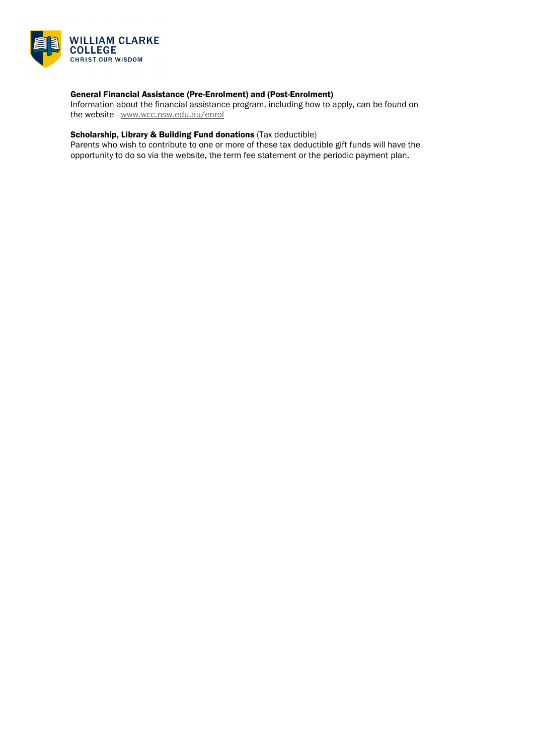**General Financial Assistance (Pre-Enrolment) and (Post-Enrolment)**
Information about the financial assistance program, including how to apply, can be found on the website - www.wcc.nsw.edu.au/enrol

**Scholarship, Library & Building Fund donations** (Tax deductible)
Parents who wish to contribute to one or more of these tax deductible gift funds will have the opportunity to do so via the website, the term fee statement or the periodic payment plan.